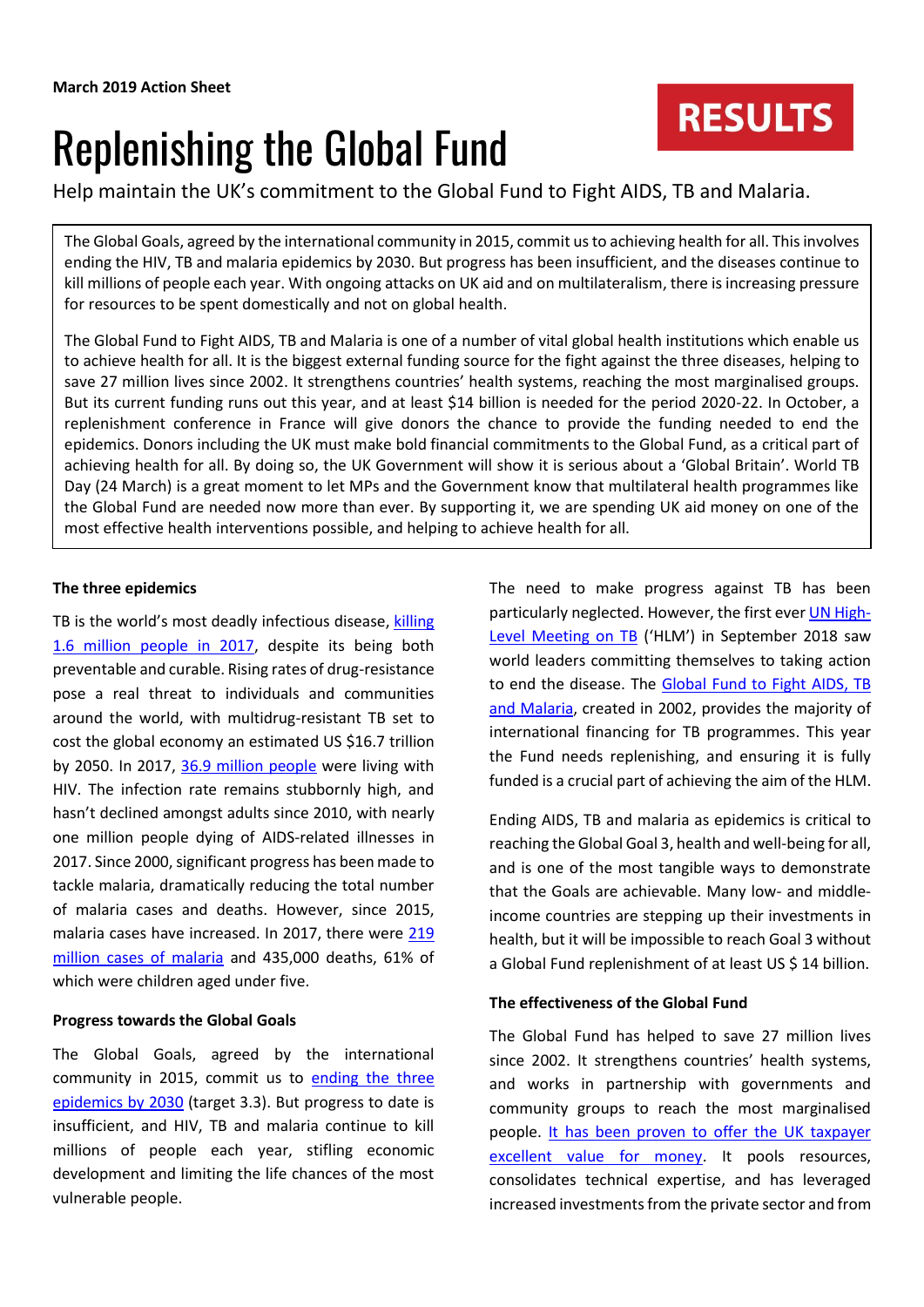**March 2019 Action Sheet**

**RESULTS**

# Replenishing the Global Fund

Help maintain the UK's commitment to the Global Fund to Fight AIDS, TB and Malaria.

The Global Goals, agreed by the international community in 2015, commit us to achieving health for all. This involves ending the HIV, TB and malaria epidemics by 2030. But progress has been insufficient, and the diseases continue to kill millions of people each year. With ongoing attacks on UK aid and on multilateralism, there is increasing pressure for resources to be spent domestically and not on global health.

The Global Fund to Fight AIDS, TB and Malaria is one of a number of vital global health institutions which enable us to achieve health for all. It is the biggest external funding source for the fight against the three diseases, helping to save 27 million lives since 2002. It strengthens countries' health systems, reaching the most marginalised groups. But its current funding runs out this year, and at least $14 billion is needed for the period 2020-22. In October, a replenishment conference in France will give donors the chance to provide the funding needed to end the epidemics. Donors including the UK must make bold financial commitments to the Global Fund, as a critical part of achieving health for all. By doing so, the UK Government will show it is serious about a 'Global Britain'. World TB Day (24 March) is a great moment to let MPs and the Government know that multilateral health programmes like the Global Fund are needed now more than ever. By supporting it, we are spending UK aid money on one of the most effective health interventions possible, and helping to achieve health for all.

**The three epidemics**

TB is the world's most deadly infectious disease, killing 1.6 million people in 2017, despite its being both preventable and curable. Rising rates of drug-resistance pose a real threat to individuals and communities around the world, with multidrug-resistant TB set to cost the global economy an estimated US $16.7 trillion by 2050. In 2017, 36.9 million people were living with HIV. The infection rate remains stubbornly high, and hasn't declined amongst adults since 2010, with nearly one million people dying of AIDS-related illnesses in 2017. Since 2000, significant progress has been made to tackle malaria, dramatically reducing the total number of malaria cases and deaths. However, since 2015, malaria cases have increased. In 2017, there were 219 million cases of malaria and 435,000 deaths, 61% of which were children aged under five.

**Progress towards the Global Goals**

The Global Goals, agreed by the international community in 2015, commit us to ending the three epidemics by 2030 (target 3.3). But progress to date is insufficient, and HIV, TB and malaria continue to kill millions of people each year, stifling economic development and limiting the life chances of the most vulnerable people.

The need to make progress against TB has been particularly neglected. However, the first ever UN High-Level Meeting on TB ('HLM') in September 2018 saw world leaders committing themselves to taking action to end the disease. The Global Fund to Fight AIDS, TB and Malaria, created in 2002, provides the majority of international financing for TB programmes. This year the Fund needs replenishing, and ensuring it is fully funded is a crucial part of achieving the aim of the HLM.

Ending AIDS, TB and malaria as epidemics is critical to reaching the Global Goal 3, health and well-being for all, and is one of the most tangible ways to demonstrate that the Goals are achievable. Many low- and middle-income countries are stepping up their investments in health, but it will be impossible to reach Goal 3 without a Global Fund replenishment of at least US $ 14 billion.

**The effectiveness of the Global Fund**

The Global Fund has helped to save 27 million lives since 2002. It strengthens countries' health systems, and works in partnership with governments and community groups to reach the most marginalised people. It has been proven to offer the UK taxpayer excellent value for money. It pools resources, consolidates technical expertise, and has leveraged increased investments from the private sector and from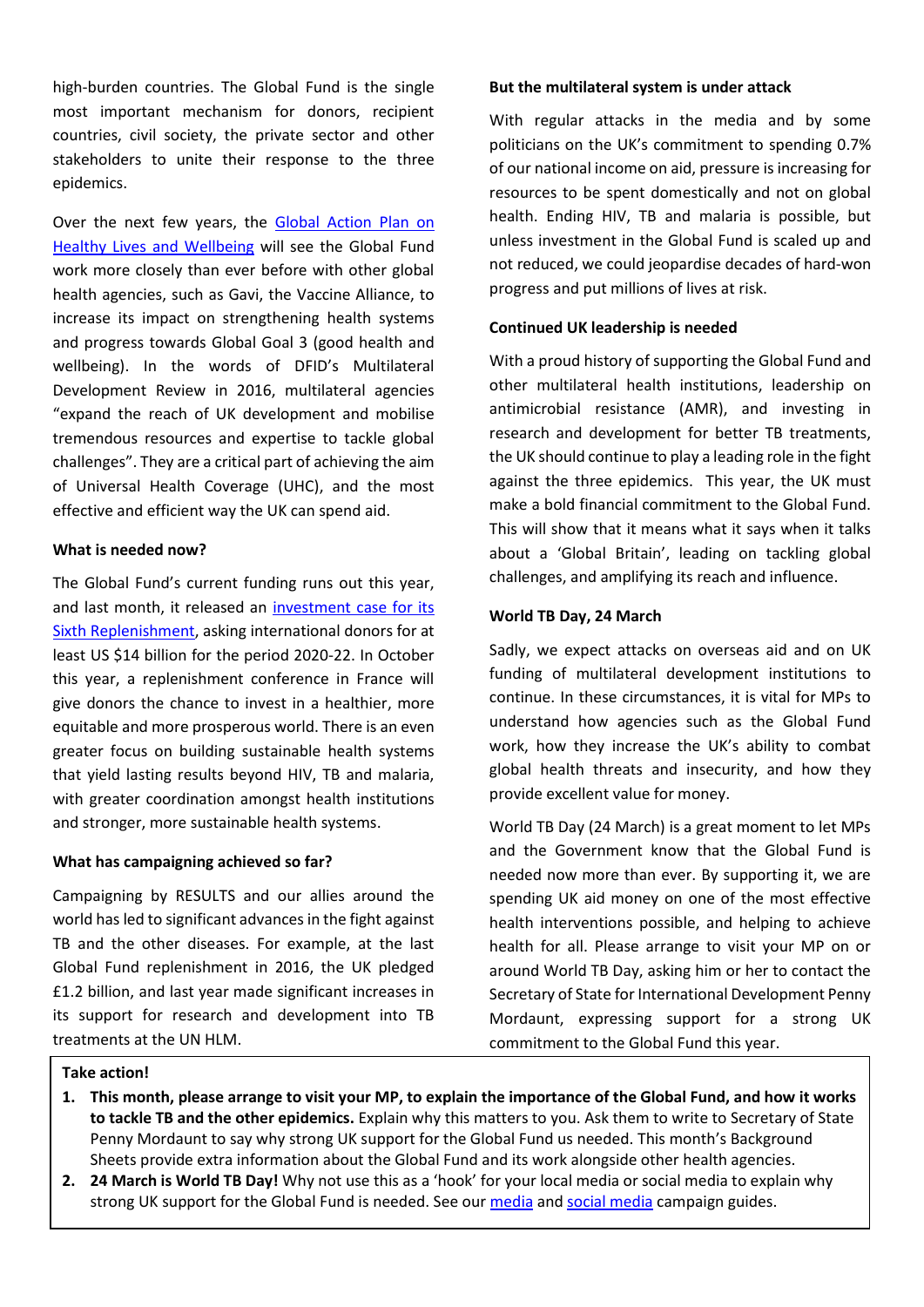high-burden countries. The Global Fund is the single most important mechanism for donors, recipient countries, civil society, the private sector and other stakeholders to unite their response to the three epidemics.

Over the next few years, the Global Action Plan on Healthy Lives and Wellbeing will see the Global Fund work more closely than ever before with other global health agencies, such as Gavi, the Vaccine Alliance, to increase its impact on strengthening health systems and progress towards Global Goal 3 (good health and wellbeing). In the words of DFID's Multilateral Development Review in 2016, multilateral agencies "expand the reach of UK development and mobilise tremendous resources and expertise to tackle global challenges". They are a critical part of achieving the aim of Universal Health Coverage (UHC), and the most effective and efficient way the UK can spend aid.

**What is needed now?**

The Global Fund's current funding runs out this year, and last month, it released an investment case for its Sixth Replenishment, asking international donors for at least US $14 billion for the period 2020-22. In October this year, a replenishment conference in France will give donors the chance to invest in a healthier, more equitable and more prosperous world. There is an even greater focus on building sustainable health systems that yield lasting results beyond HIV, TB and malaria, with greater coordination amongst health institutions and stronger, more sustainable health systems.

**What has campaigning achieved so far?**

Campaigning by RESULTS and our allies around the world has led to significant advances in the fight against TB and the other diseases. For example, at the last Global Fund replenishment in 2016, the UK pledged £1.2 billion, and last year made significant increases in its support for research and development into TB treatments at the UN HLM.

**But the multilateral system is under attack**

With regular attacks in the media and by some politicians on the UK's commitment to spending 0.7% of our national income on aid, pressure is increasing for resources to be spent domestically and not on global health. Ending HIV, TB and malaria is possible, but unless investment in the Global Fund is scaled up and not reduced, we could jeopardise decades of hard-won progress and put millions of lives at risk.

**Continued UK leadership is needed**

With a proud history of supporting the Global Fund and other multilateral health institutions, leadership on antimicrobial resistance (AMR), and investing in research and development for better TB treatments, the UK should continue to play a leading role in the fight against the three epidemics. This year, the UK must make a bold financial commitment to the Global Fund. This will show that it means what it says when it talks about a 'Global Britain', leading on tackling global challenges, and amplifying its reach and influence.

**World TB Day, 24 March**

Sadly, we expect attacks on overseas aid and on UK funding of multilateral development institutions to continue. In these circumstances, it is vital for MPs to understand how agencies such as the Global Fund work, how they increase the UK's ability to combat global health threats and insecurity, and how they provide excellent value for money.

World TB Day (24 March) is a great moment to let MPs and the Government know that the Global Fund is needed now more than ever. By supporting it, we are spending UK aid money on one of the most effective health interventions possible, and helping to achieve health for all. Please arrange to visit your MP on or around World TB Day, asking him or her to contact the Secretary of State for International Development Penny Mordaunt, expressing support for a strong UK commitment to the Global Fund this year.

**Take action!**

1. **This month, please arrange to visit your MP, to explain the importance of the Global Fund, and how it works to tackle TB and the other epidemics.** Explain why this matters to you. Ask them to write to Secretary of State Penny Mordaunt to say why strong UK support for the Global Fund us needed. This month's Background Sheets provide extra information about the Global Fund and its work alongside other health agencies.
2. **24 March is World TB Day!** Why not use this as a 'hook' for your local media or social media to explain why strong UK support for the Global Fund is needed. See our media and social media campaign guides.